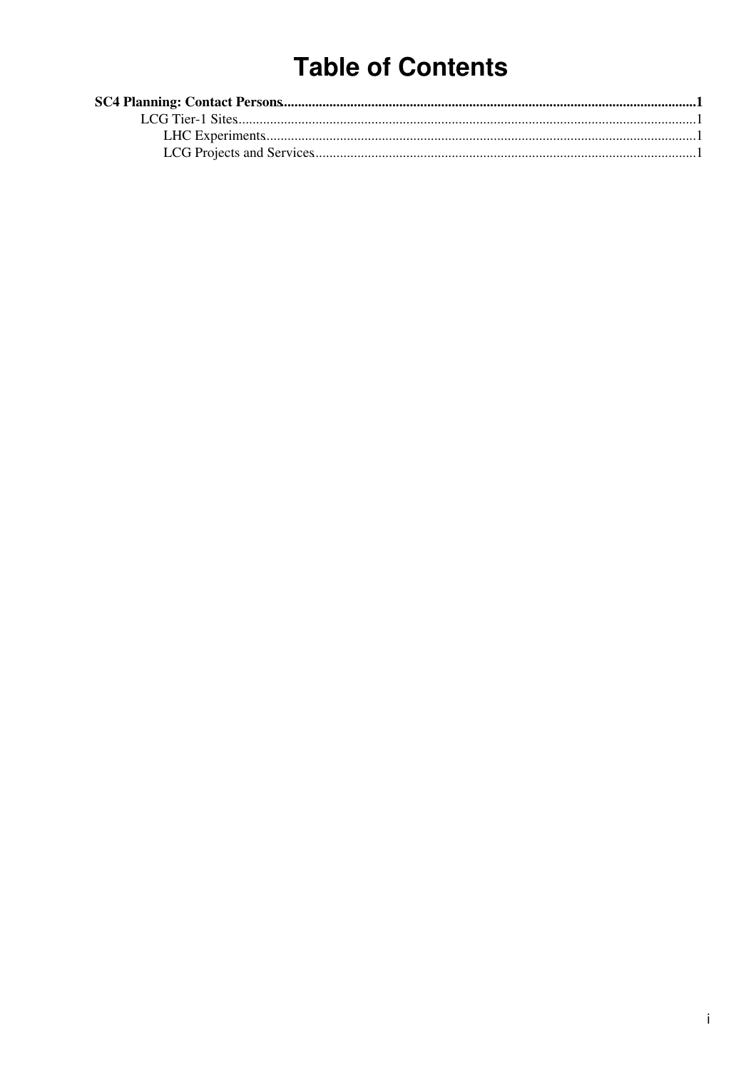# Table of Contents

**SC4 Planning: Contact Persons**......................................................................................................................1

LCG Tier-1 Sites..................................................................................................................................1

LHC Experiments..........................................................................................................................1

LCG Projects and Services............................................................................................................1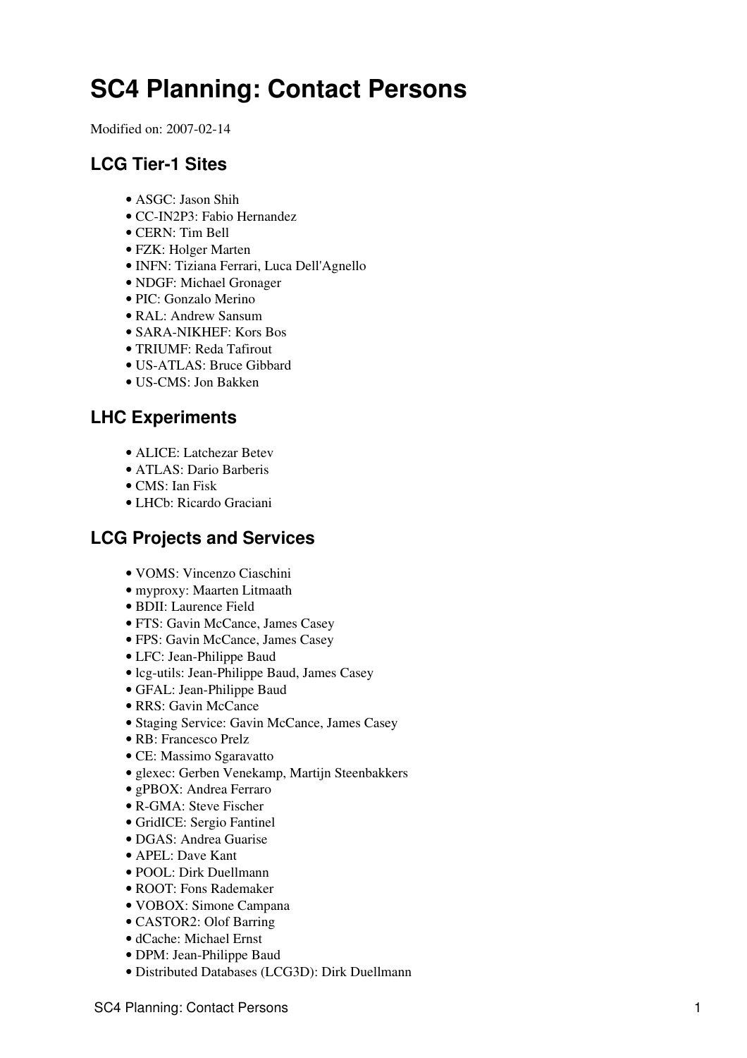# SC4 Planning: Contact Persons

Modified on: 2007-02-14

## LCG Tier-1 Sites

- ASGC: Jason Shih
- CC-IN2P3: Fabio Hernandez
- CERN: Tim Bell
- FZK: Holger Marten
- INFN: Tiziana Ferrari, Luca Dell'Agnello
- NDGF: Michael Gronager
- PIC: Gonzalo Merino
- RAL: Andrew Sansum
- SARA-NIKHEF: Kors Bos
- TRIUMF: Reda Tafirout
- US-ATLAS: Bruce Gibbard
- US-CMS: Jon Bakken

## LHC Experiments

- ALICE: Latchezar Betev
- ATLAS: Dario Barberis
- CMS: Ian Fisk
- LHCb: Ricardo Graciani

## LCG Projects and Services

- VOMS: Vincenzo Ciaschini
- myproxy: Maarten Litmaath
- BDII: Laurence Field
- FTS: Gavin McCance, James Casey
- FPS: Gavin McCance, James Casey
- LFC: Jean-Philippe Baud
- lcg-utils: Jean-Philippe Baud, James Casey
- GFAL: Jean-Philippe Baud
- RRS: Gavin McCance
- Staging Service: Gavin McCance, James Casey
- RB: Francesco Prelz
- CE: Massimo Sgaravatto
- glexec: Gerben Venekamp, Martijn Steenbakkers
- gPBOX: Andrea Ferraro
- R-GMA: Steve Fischer
- GridICE: Sergio Fantinel
- DGAS: Andrea Guarise
- APEL: Dave Kant
- POOL: Dirk Duellmann
- ROOT: Fons Rademaker
- VOBOX: Simone Campana
- CASTOR2: Olof Barring
- dCache: Michael Ernst
- DPM: Jean-Philippe Baud
- Distributed Databases (LCG3D): Dirk Duellmann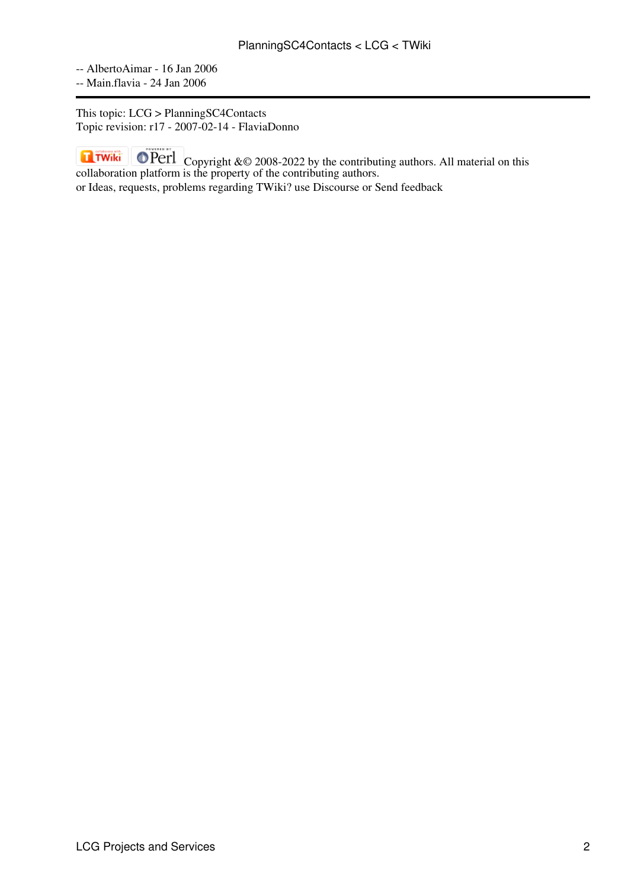-- AlbertoAimar - 16 Jan 2006
-- Main.flavia - 24 Jan 2006

---

This topic: LCG > PlanningSC4Contacts
Topic revision: r17 - 2007-02-14 - FlaviaDonno

Copyright &© 2008-2022 by the contributing authors. All material on this collaboration platform is the property of the contributing authors.
or Ideas, requests, problems regarding TWiki? use Discourse or Send feedback